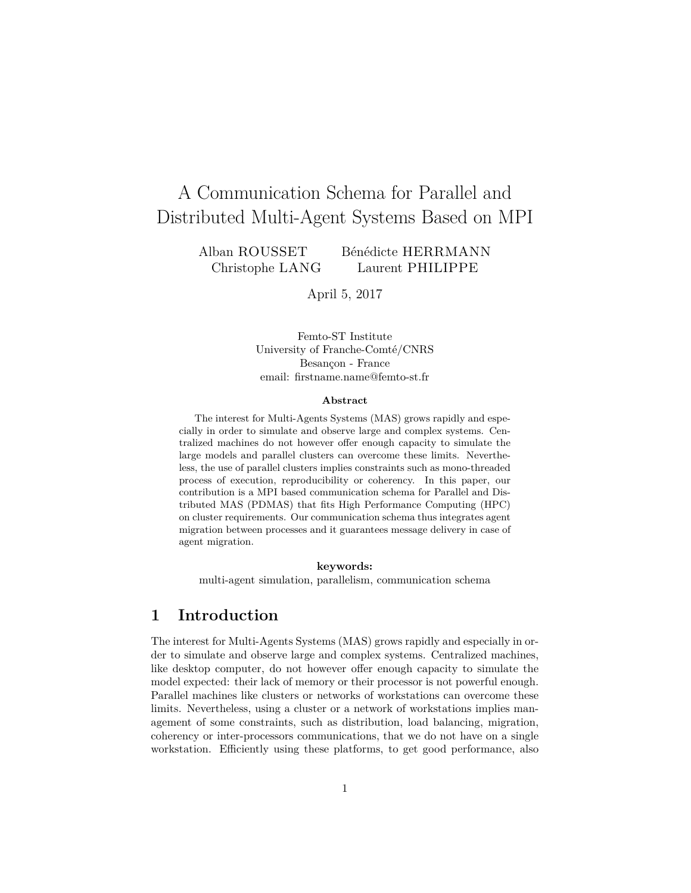# A Communication Schema for Parallel and Distributed Multi-Agent Systems Based on MPI

Alban ROUSSET  Bénédicte HERRMANN  
Christophe LANG  Laurent PHILIPPE

April 5, 2017

Femto-ST Institute  
University of Franche-Comté/CNRS  
Besançon - France  
email: firstname.name@femto-st.fr

**Abstract**

The interest for Multi-Agents Systems (MAS) grows rapidly and especially in order to simulate and observe large and complex systems. Centralized machines do not however offer enough capacity to simulate the large models and parallel clusters can overcome these limits. Nevertheless, the use of parallel clusters implies constraints such as mono-threaded process of execution, reproducibility or coherency. In this paper, our contribution is a MPI based communication schema for Parallel and Distributed MAS (PDMAS) that fits High Performance Computing (HPC) on cluster requirements. Our communication schema thus integrates agent migration between processes and it guarantees message delivery in case of agent migration.

**keywords:**  
multi-agent simulation, parallelism, communication schema

## 1 Introduction

The interest for Multi-Agents Systems (MAS) grows rapidly and especially in order to simulate and observe large and complex systems. Centralized machines, like desktop computer, do not however offer enough capacity to simulate the model expected: their lack of memory or their processor is not powerful enough. Parallel machines like clusters or networks of workstations can overcome these limits. Nevertheless, using a cluster or a network of workstations implies management of some constraints, such as distribution, load balancing, migration, coherency or inter-processors communications, that we do not have on a single workstation. Efficiently using these platforms, to get good performance, also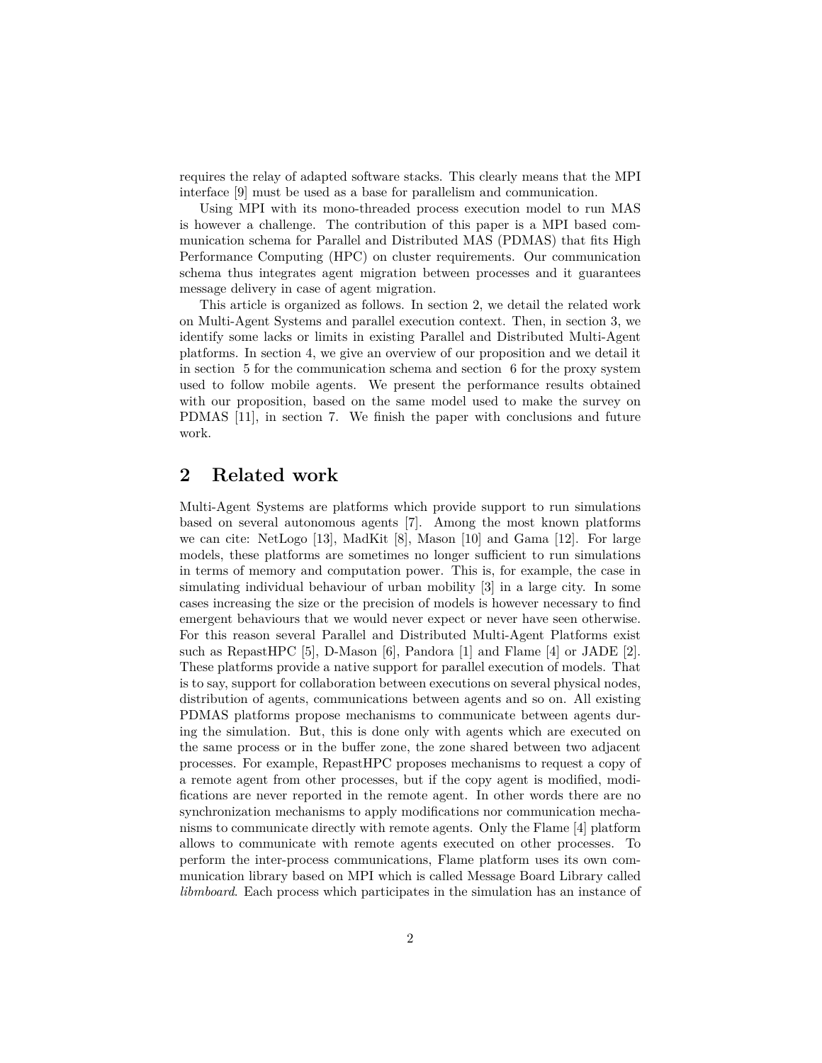requires the relay of adapted software stacks. This clearly means that the MPI interface [9] must be used as a base for parallelism and communication.

Using MPI with its mono-threaded process execution model to run MAS is however a challenge. The contribution of this paper is a MPI based communication schema for Parallel and Distributed MAS (PDMAS) that fits High Performance Computing (HPC) on cluster requirements. Our communication schema thus integrates agent migration between processes and it guarantees message delivery in case of agent migration.

This article is organized as follows. In section 2, we detail the related work on Multi-Agent Systems and parallel execution context. Then, in section 3, we identify some lacks or limits in existing Parallel and Distributed Multi-Agent platforms. In section 4, we give an overview of our proposition and we detail it in section 5 for the communication schema and section 6 for the proxy system used to follow mobile agents. We present the performance results obtained with our proposition, based on the same model used to make the survey on PDMAS [11], in section 7. We finish the paper with conclusions and future work.

## 2 Related work

Multi-Agent Systems are platforms which provide support to run simulations based on several autonomous agents [7]. Among the most known platforms we can cite: NetLogo [13], MadKit [8], Mason [10] and Gama [12]. For large models, these platforms are sometimes no longer sufficient to run simulations in terms of memory and computation power. This is, for example, the case in simulating individual behaviour of urban mobility [3] in a large city. In some cases increasing the size or the precision of models is however necessary to find emergent behaviours that we would never expect or never have seen otherwise. For this reason several Parallel and Distributed Multi-Agent Platforms exist such as RepastHPC [5], D-Mason [6], Pandora [1] and Flame [4] or JADE [2]. These platforms provide a native support for parallel execution of models. That is to say, support for collaboration between executions on several physical nodes, distribution of agents, communications between agents and so on. All existing PDMAS platforms propose mechanisms to communicate between agents during the simulation. But, this is done only with agents which are executed on the same process or in the buffer zone, the zone shared between two adjacent processes. For example, RepastHPC proposes mechanisms to request a copy of a remote agent from other processes, but if the copy agent is modified, modifications are never reported in the remote agent. In other words there are no synchronization mechanisms to apply modifications nor communication mechanisms to communicate directly with remote agents. Only the Flame [4] platform allows to communicate with remote agents executed on other processes. To perform the inter-process communications, Flame platform uses its own communication library based on MPI which is called Message Board Library called *libmboard*. Each process which participates in the simulation has an instance of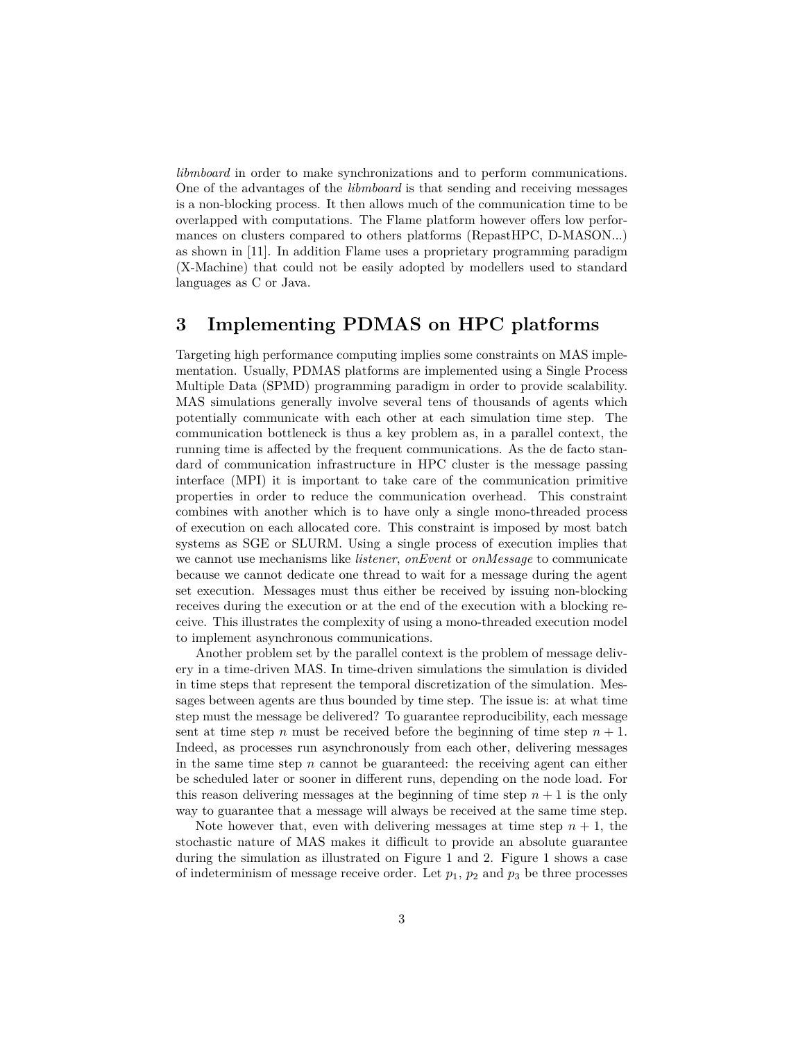*libmboard* in order to make synchronizations and to perform communications. One of the advantages of the *libmboard* is that sending and receiving messages is a non-blocking process. It then allows much of the communication time to be overlapped with computations. The Flame platform however offers low performances on clusters compared to others platforms (RepastHPC, D-MASON...) as shown in [11]. In addition Flame uses a proprietary programming paradigm (X-Machine) that could not be easily adopted by modellers used to standard languages as C or Java.

## 3 Implementing PDMAS on HPC platforms

Targeting high performance computing implies some constraints on MAS implementation. Usually, PDMAS platforms are implemented using a Single Process Multiple Data (SPMD) programming paradigm in order to provide scalability. MAS simulations generally involve several tens of thousands of agents which potentially communicate with each other at each simulation time step. The communication bottleneck is thus a key problem as, in a parallel context, the running time is affected by the frequent communications. As the de facto standard of communication infrastructure in HPC cluster is the message passing interface (MPI) it is important to take care of the communication primitive properties in order to reduce the communication overhead. This constraint combines with another which is to have only a single mono-threaded process of execution on each allocated core. This constraint is imposed by most batch systems as SGE or SLURM. Using a single process of execution implies that we cannot use mechanisms like *listener*, *onEvent* or *onMessage* to communicate because we cannot dedicate one thread to wait for a message during the agent set execution. Messages must thus either be received by issuing non-blocking receives during the execution or at the end of the execution with a blocking receive. This illustrates the complexity of using a mono-threaded execution model to implement asynchronous communications.

Another problem set by the parallel context is the problem of message delivery in a time-driven MAS. In time-driven simulations the simulation is divided in time steps that represent the temporal discretization of the simulation. Messages between agents are thus bounded by time step. The issue is: at what time step must the message be delivered? To guarantee reproducibility, each message sent at time step $n$ must be received before the beginning of time step $n + 1$. Indeed, as processes run asynchronously from each other, delivering messages in the same time step $n$ cannot be guaranteed: the receiving agent can either be scheduled later or sooner in different runs, depending on the node load. For this reason delivering messages at the beginning of time step $n + 1$ is the only way to guarantee that a message will always be received at the same time step.

Note however that, even with delivering messages at time step $n + 1$, the stochastic nature of MAS makes it difficult to provide an absolute guarantee during the simulation as illustrated on Figure 1 and 2. Figure 1 shows a case of indeterminism of message receive order. Let $p_1$, $p_2$ and $p_3$ be three processes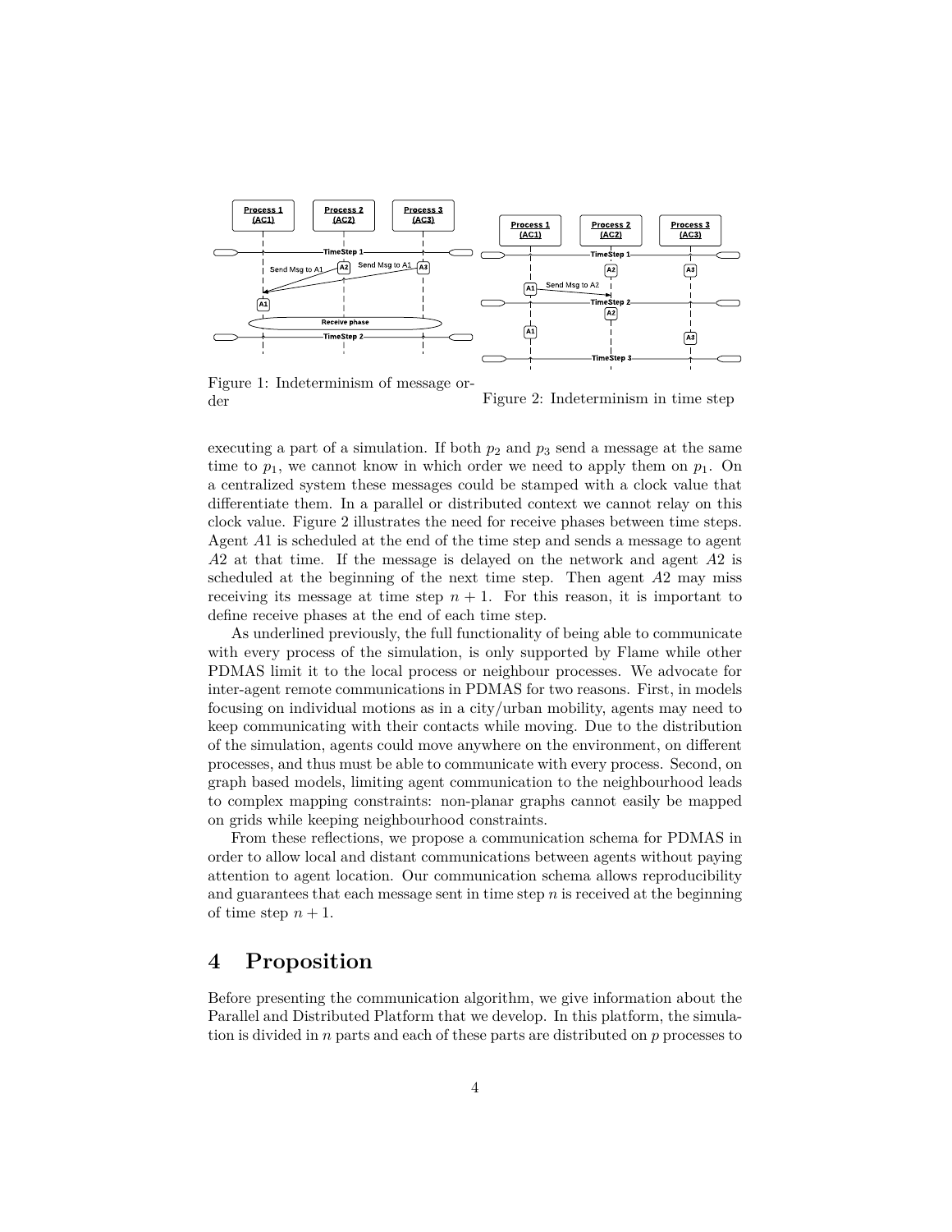Figure 1: Indeterminism of message order

Figure 2: Indeterminism in time step

executing a part of a simulation. If both $p_2$ and $p_3$ send a message at the same time to $p_1$, we cannot know in which order we need to apply them on $p_1$. On a centralized system these messages could be stamped with a clock value that differentiate them. In a parallel or distributed context we cannot relay on this clock value. Figure 2 illustrates the need for receive phases between time steps. Agent $A1$ is scheduled at the end of the time step and sends a message to agent $A2$ at that time. If the message is delayed on the network and agent $A2$ is scheduled at the beginning of the next time step. Then agent $A2$ may miss receiving its message at time step $n + 1$. For this reason, it is important to define receive phases at the end of each time step.

As underlined previously, the full functionality of being able to communicate with every process of the simulation, is only supported by Flame while other PDMAS limit it to the local process or neighbour processes. We advocate for inter-agent remote communications in PDMAS for two reasons. First, in models focusing on individual motions as in a city/urban mobility, agents may need to keep communicating with their contacts while moving. Due to the distribution of the simulation, agents could move anywhere on the environment, on different processes, and thus must be able to communicate with every process. Second, on graph based models, limiting agent communication to the neighbourhood leads to complex mapping constraints: non-planar graphs cannot easily be mapped on grids while keeping neighbourhood constraints.

From these reflections, we propose a communication schema for PDMAS in order to allow local and distant communications between agents without paying attention to agent location. Our communication schema allows reproducibility and guarantees that each message sent in time step $n$ is received at the beginning of time step $n + 1$.

# 4 Proposition

Before presenting the communication algorithm, we give information about the Parallel and Distributed Platform that we develop. In this platform, the simulation is divided in $n$ parts and each of these parts are distributed on $p$ processes to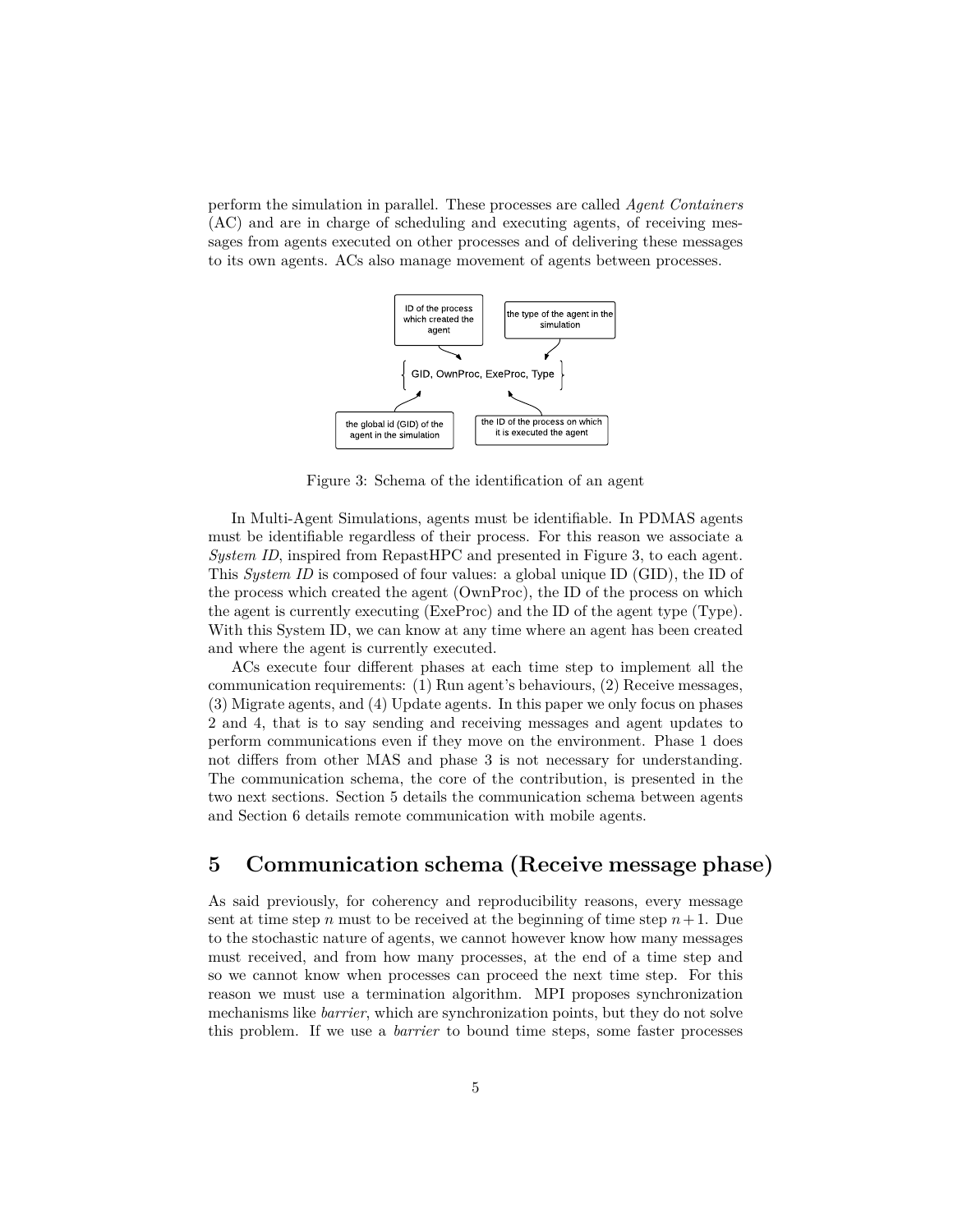perform the simulation in parallel. These processes are called *Agent Containers* (AC) and are in charge of scheduling and executing agents, of receiving messages from agents executed on other processes and of delivering these messages to its own agents. ACs also manage movement of agents between processes.

ID of the process which created the agent

the type of the agent in the simulation

{ GID, OwnProc, ExeProc, Type }

the global id (GID) of the agent in the simulation

the ID of the process on which it is executed the agent

Figure 3: Schema of the identification of an agent

In Multi-Agent Simulations, agents must be identifiable. In PDMAS agents must be identifiable regardless of their process. For this reason we associate a *System ID*, inspired from RepastHPC and presented in Figure 3, to each agent. This *System ID* is composed of four values: a global unique ID (GID), the ID of the process which created the agent (OwnProc), the ID of the process on which the agent is currently executing (ExeProc) and the ID of the agent type (Type). With this System ID, we can know at any time where an agent has been created and where the agent is currently executed.

ACs execute four different phases at each time step to implement all the communication requirements: (1) Run agent's behaviours, (2) Receive messages, (3) Migrate agents, and (4) Update agents. In this paper we only focus on phases 2 and 4, that is to say sending and receiving messages and agent updates to perform communications even if they move on the environment. Phase 1 does not differs from other MAS and phase 3 is not necessary for understanding. The communication schema, the core of the contribution, is presented in the two next sections. Section 5 details the communication schema between agents and Section 6 details remote communication with mobile agents.

# 5 Communication schema (Receive message phase)

As said previously, for coherency and reproducibility reasons, every message sent at time step $n$ must to be received at the beginning of time step $n+1$. Due to the stochastic nature of agents, we cannot however know how many messages must received, and from how many processes, at the end of a time step and so we cannot know when processes can proceed the next time step. For this reason we must use a termination algorithm. MPI proposes synchronization mechanisms like *barrier*, which are synchronization points, but they do not solve this problem. If we use a *barrier* to bound time steps, some faster processes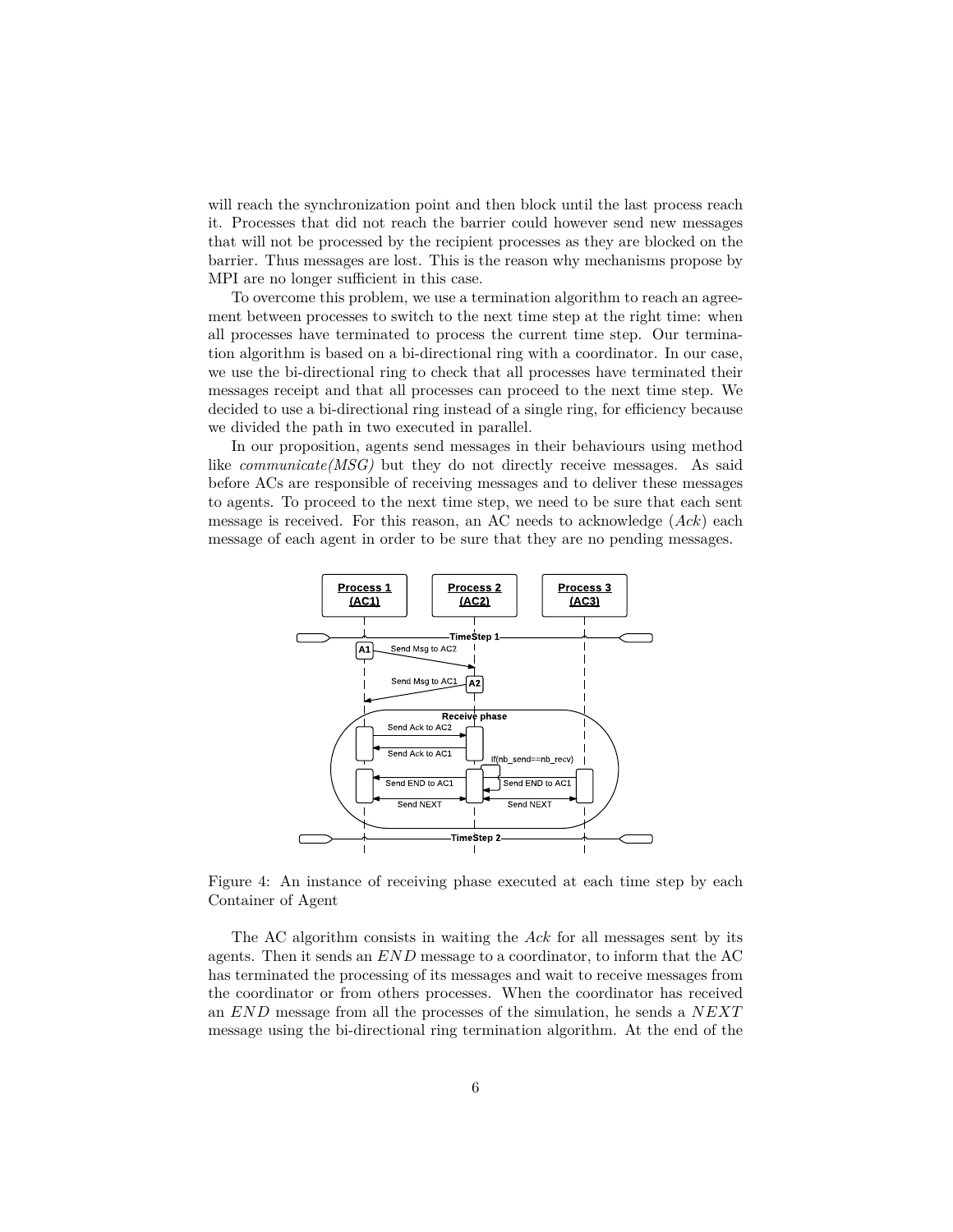will reach the synchronization point and then block until the last process reach it. Processes that did not reach the barrier could however send new messages that will not be processed by the recipient processes as they are blocked on the barrier. Thus messages are lost. This is the reason why mechanisms propose by MPI are no longer sufficient in this case.

To overcome this problem, we use a termination algorithm to reach an agreement between processes to switch to the next time step at the right time: when all processes have terminated to process the current time step. Our termination algorithm is based on a bi-directional ring with a coordinator. In our case, we use the bi-directional ring to check that all processes have terminated their messages receipt and that all processes can proceed to the next time step. We decided to use a bi-directional ring instead of a single ring, for efficiency because we divided the path in two executed in parallel.

In our proposition, agents send messages in their behaviours using method like *communicate(MSG)* but they do not directly receive messages. As said before ACs are responsible of receiving messages and to deliver these messages to agents. To proceed to the next time step, we need to be sure that each sent message is received. For this reason, an AC needs to acknowledge (*Ack*) each message of each agent in order to be sure that they are no pending messages.

Process 1 (AC1)
Process 2 (AC2)
Process 3 (AC3)
TimeStep 1
A1
Send Msg to AC2
Send Msg to AC1
A2
Receive phase
Send Ack to AC2
Send Ack to AC1
If(nb_send==nb_recv)
Send END to AC1
Send END to AC1
Send NEXT
Send NEXT
TimeStep 2

Figure 4: An instance of receiving phase executed at each time step by each Container of Agent

The AC algorithm consists in waiting the *Ack* for all messages sent by its agents. Then it sends an $END$ message to a coordinator, to inform that the AC has terminated the processing of its messages and wait to receive messages from the coordinator or from others processes. When the coordinator has received an $END$ message from all the processes of the simulation, he sends a $NEXT$ message using the bi-directional ring termination algorithm. At the end of the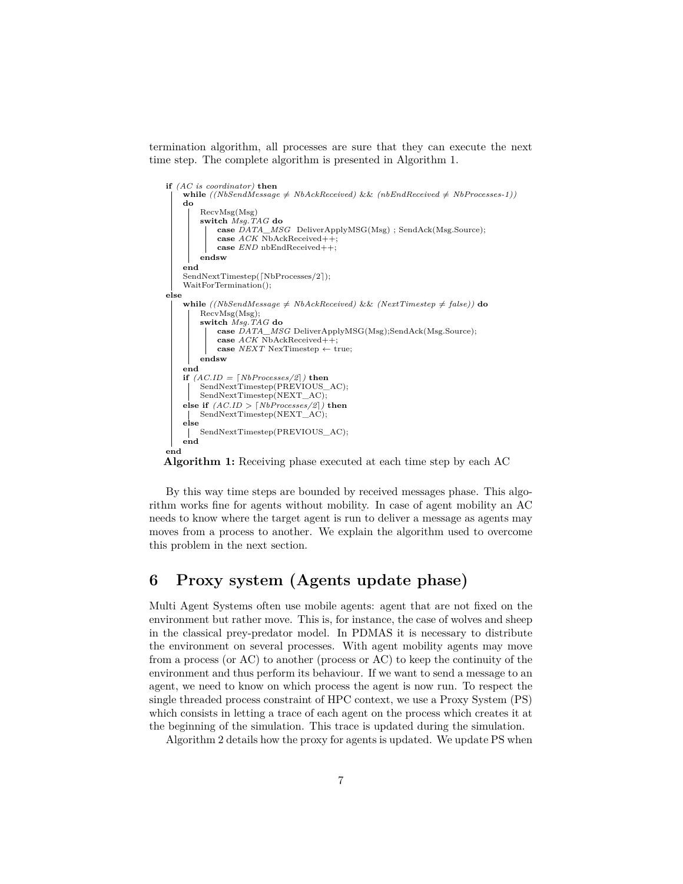termination algorithm, all processes are sure that they can execute the next time step. The complete algorithm is presented in Algorithm 1.

```
if (AC is coordinator) then
    while ((NbSendMessage ≠ NbAckReceived) && (nbEndReceived ≠ NbProcesses-1))
    do
        RecvMsg(Msg)
        switch Msg.TAG do
            case DATA_MSG  DeliverApplyMSG(Msg) ; SendAck(Msg.Source);
            case ACK NbAckReceived++;
            case END nbEndReceived++;
        endsw
    end
    SendNextTimestep(⌈NbProcesses/2⌉);
    WaitForTermination();
else
    while ((NbSendMessage ≠ NbAckReceived) && (NextTimestep ≠ false)) do
        RecvMsg(Msg);
        switch Msg.TAG do
            case DATA_MSG DeliverApplyMSG(Msg);SendAck(Msg.Source);
            case ACK NbAckReceived++;
            case NEXT NexTimestep ← true;
        endsw
    end
    if (AC.ID = ⌈NbProcesses/2⌉) then
        SendNextTimestep(PREVIOUS_AC);
        SendNextTimestep(NEXT_AC);
    else if (AC.ID > ⌈NbProcesses/2⌉) then
        SendNextTimestep(NEXT_AC);
    else
        SendNextTimestep(PREVIOUS_AC);
    end
end
```

**Algorithm 1:** Receiving phase executed at each time step by each AC

By this way time steps are bounded by received messages phase. This algorithm works fine for agents without mobility. In case of agent mobility an AC needs to know where the target agent is run to deliver a message as agents may moves from a process to another. We explain the algorithm used to overcome this problem in the next section.

# 6 Proxy system (Agents update phase)

Multi Agent Systems often use mobile agents: agent that are not fixed on the environment but rather move. This is, for instance, the case of wolves and sheep in the classical prey-predator model. In PDMAS it is necessary to distribute the environment on several processes. With agent mobility agents may move from a process (or AC) to another (process or AC) to keep the continuity of the environment and thus perform its behaviour. If we want to send a message to an agent, we need to know on which process the agent is now run. To respect the single threaded process constraint of HPC context, we use a Proxy System (PS) which consists in letting a trace of each agent on the process which creates it at the beginning of the simulation. This trace is updated during the simulation.

Algorithm 2 details how the proxy for agents is updated. We update PS when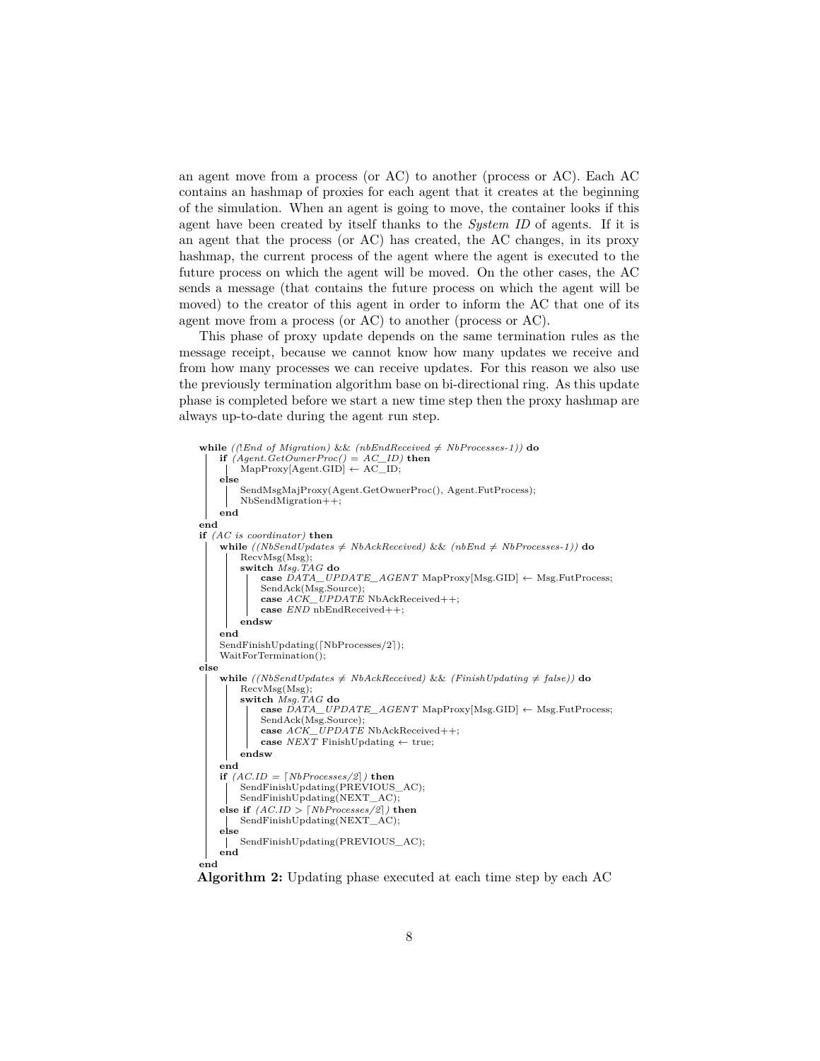an agent move from a process (or AC) to another (process or AC). Each AC contains an hashmap of proxies for each agent that it creates at the beginning of the simulation. When an agent is going to move, the container looks if this agent have been created by itself thanks to the *System ID* of agents. If it is an agent that the process (or AC) has created, the AC changes, in its proxy hashmap, the current process of the agent where the agent is executed to the future process on which the agent will be moved. On the other cases, the AC sends a message (that contains the future process on which the agent will be moved) to the creator of this agent in order to inform the AC that one of its agent move from a process (or AC) to another (process or AC).

This phase of proxy update depends on the same termination rules as the message receipt, because we cannot know how many updates we receive and from how many processes we can receive updates. For this reason we also use the previously termination algorithm base on bi-directional ring. As this update phase is completed before we start a new time step then the proxy hashmap are always up-to-date during the agent run step.

```
while ((!End of Migration) && (nbEndReceived ≠ NbProcesses-1)) do
    if (Agent.GetOwnerProc() = AC_ID) then
        MapProxy[Agent.GID] ← AC_ID;
    else
        SendMsgMajProxy(Agent.GetOwnerProc(), Agent.FutProcess);
        NbSendMigration++;
    end
end
if (AC is coordinator) then
    while ((NbSendUpdates ≠ NbAckReceived) && (nbEnd ≠ NbProcesses-1)) do
        RecvMsg(Msg);
        switch Msg.TAG do
            case DATA_UPDATE_AGENT MapProxy[Msg.GID] ← Msg.FutProcess;
            SendAck(Msg.Source);
            case ACK_UPDATE NbAckReceived++;
            case END nbEndReceived++;
        endsw
    end
    SendFinishUpdating(⌈NbProcesses/2⌉);
    WaitForTermination();
else
    while ((NbSendUpdates ≠ NbAckReceived) && (FinishUpdating ≠ false)) do
        RecvMsg(Msg);
        switch Msg.TAG do
            case DATA_UPDATE_AGENT MapProxy[Msg.GID] ← Msg.FutProcess;
            SendAck(Msg.Source);
            case ACK_UPDATE NbAckReceived++;
            case NEXT FinishUpdating ← true;
        endsw
    end
    if (AC.ID = ⌈NbProcesses/2⌉) then
        SendFinishUpdating(PREVIOUS_AC);
        SendFinishUpdating(NEXT_AC);
    else if (AC.ID > ⌈NbProcesses/2⌉) then
        SendFinishUpdating(NEXT_AC);
    else
        SendFinishUpdating(PREVIOUS_AC);
    end
end
```

**Algorithm 2:** Updating phase executed at each time step by each AC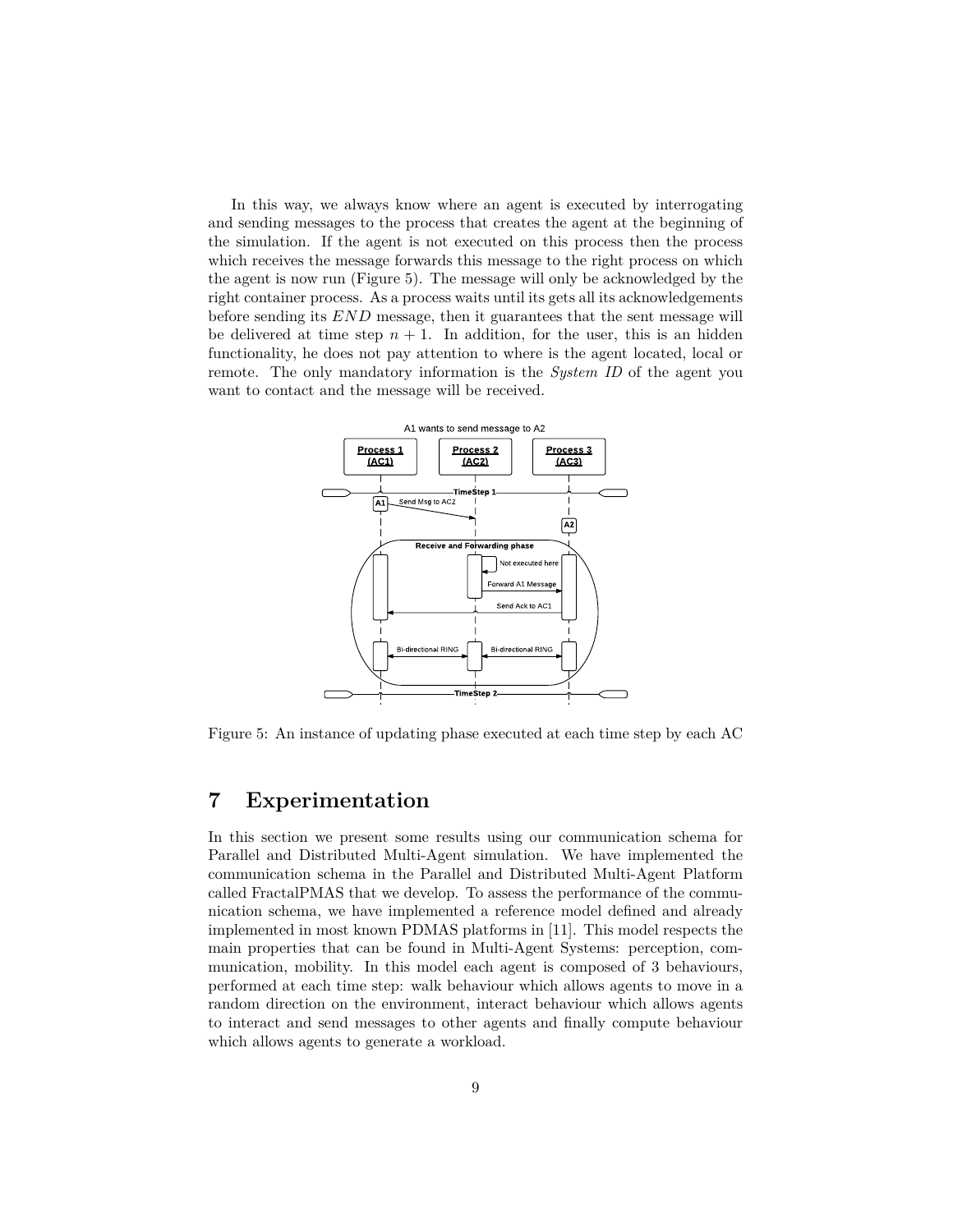In this way, we always know where an agent is executed by interrogating and sending messages to the process that creates the agent at the beginning of the simulation. If the agent is not executed on this process then the process which receives the message forwards this message to the right process on which the agent is now run (Figure 5). The message will only be acknowledged by the right container process. As a process waits until its gets all its acknowledgements before sending its $END$ message, then it guarantees that the sent message will be delivered at time step $n + 1$. In addition, for the user, this is an hidden functionality, he does not pay attention to where is the agent located, local or remote. The only mandatory information is the *System ID* of the agent you want to contact and the message will be received.

Figure 5: An instance of updating phase executed at each time step by each AC

## 7 Experimentation

In this section we present some results using our communication schema for Parallel and Distributed Multi-Agent simulation. We have implemented the communication schema in the Parallel and Distributed Multi-Agent Platform called FractalPMAS that we develop. To assess the performance of the communication schema, we have implemented a reference model defined and already implemented in most known PDMAS platforms in [11]. This model respects the main properties that can be found in Multi-Agent Systems: perception, communication, mobility. In this model each agent is composed of 3 behaviours, performed at each time step: walk behaviour which allows agents to move in a random direction on the environment, interact behaviour which allows agents to interact and send messages to other agents and finally compute behaviour which allows agents to generate a workload.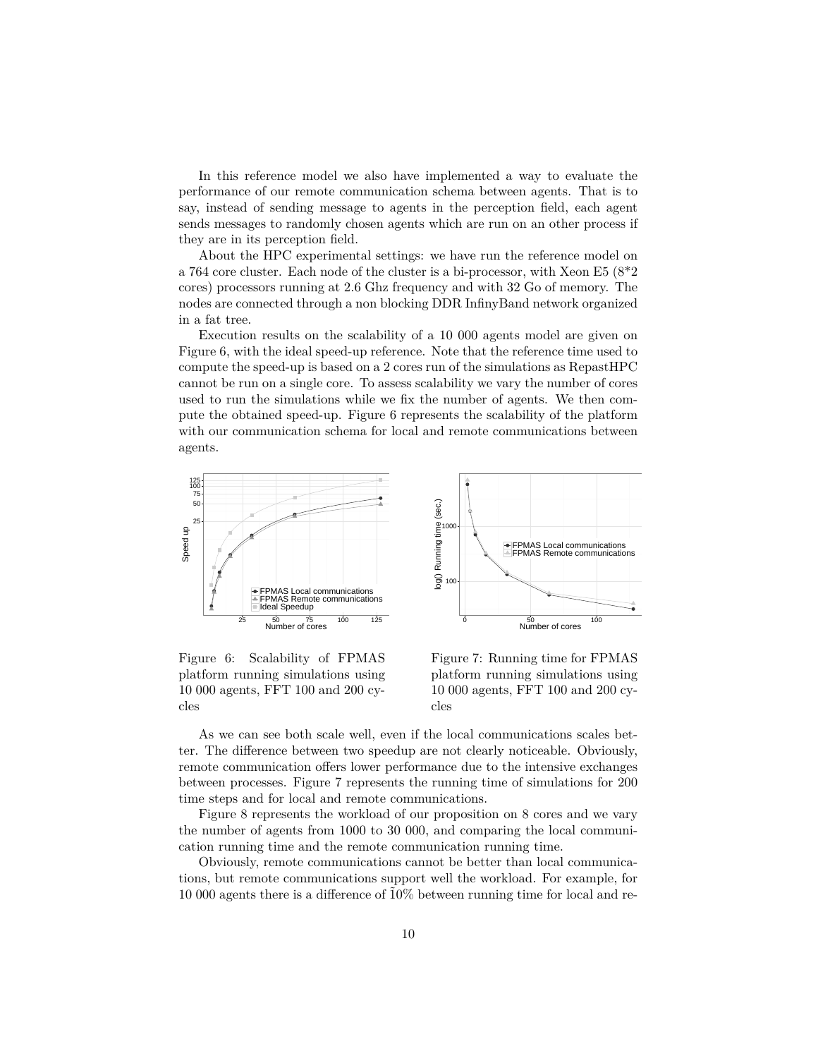In this reference model we also have implemented a way to evaluate the performance of our remote communication schema between agents. That is to say, instead of sending message to agents in the perception field, each agent sends messages to randomly chosen agents which are run on an other process if they are in its perception field.

About the HPC experimental settings: we have run the reference model on a 764 core cluster. Each node of the cluster is a bi-processor, with Xeon E5 (8*2 cores) processors running at 2.6 Ghz frequency and with 32 Go of memory. The nodes are connected through a non blocking DDR InfinyBand network organized in a fat tree.

Execution results on the scalability of a 10 000 agents model are given on Figure 6, with the ideal speed-up reference. Note that the reference time used to compute the speed-up is based on a 2 cores run of the simulations as RepastHPC cannot be run on a single core. To assess scalability we vary the number of cores used to run the simulations while we fix the number of agents. We then compute the obtained speed-up. Figure 6 represents the scalability of the platform with our communication schema for local and remote communications between agents.

Figure 6: Scalability of FPMAS platform running simulations using 10 000 agents, FFT 100 and 200 cycles

Figure 7: Running time for FPMAS platform running simulations using 10 000 agents, FFT 100 and 200 cycles

As we can see both scale well, even if the local communications scales better. The difference between two speedup are not clearly noticeable. Obviously, remote communication offers lower performance due to the intensive exchanges between processes. Figure 7 represents the running time of simulations for 200 time steps and for local and remote communications.

Figure 8 represents the workload of our proposition on 8 cores and we vary the number of agents from 1000 to 30 000, and comparing the local communication running time and the remote communication running time.

Obviously, remote communications cannot be better than local communications, but remote communications support well the workload. For example, for 10 000 agents there is a difference of $\tilde{1}0\%$ between running time for local and re-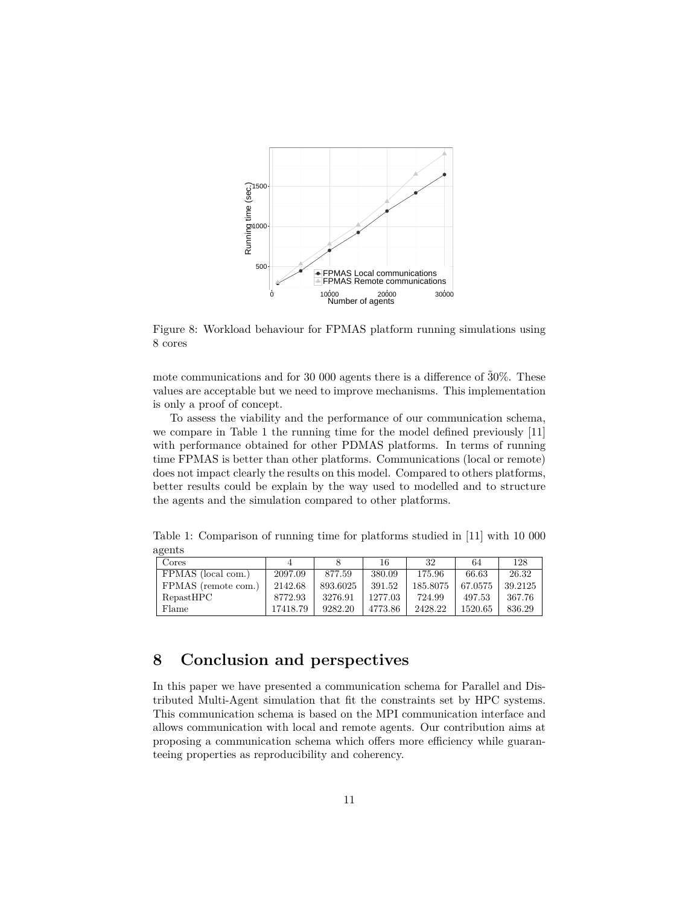Figure 8: Workload behaviour for FPMAS platform running simulations using 8 cores

mote communications and for 30 000 agents there is a difference of $\tilde{3}0\%$. These values are acceptable but we need to improve mechanisms. This implementation is only a proof of concept.

To assess the viability and the performance of our communication schema, we compare in Table 1 the running time for the model defined previously [11] with performance obtained for other PDMAS platforms. In terms of running time FPMAS is better than other platforms. Communications (local or remote) does not impact clearly the results on this model. Compared to others platforms, better results could be explain by the way used to modelled and to structure the agents and the simulation compared to other platforms.

Table 1: Comparison of running time for platforms studied in [11] with 10 000 agents

| Cores | 4 | 8 | 16 | 32 | 64 | 128 |
|---|---|---|---|---|---|---|
| FPMAS (local com.) | 2097.09 | 877.59 | 380.09 | 175.96 | 66.63 | 26.32 |
| FPMAS (remote com.) | 2142.68 | 893.6025 | 391.52 | 185.8075 | 67.0575 | 39.2125 |
| RepastHPC | 8772.93 | 3276.91 | 1277.03 | 724.99 | 497.53 | 367.76 |
| Flame | 17418.79 | 9282.20 | 4773.86 | 2428.22 | 1520.65 | 836.29 |

# 8 Conclusion and perspectives

In this paper we have presented a communication schema for Parallel and Distributed Multi-Agent simulation that fit the constraints set by HPC systems. This communication schema is based on the MPI communication interface and allows communication with local and remote agents. Our contribution aims at proposing a communication schema which offers more efficiency while guaranteeing properties as reproducibility and coherency.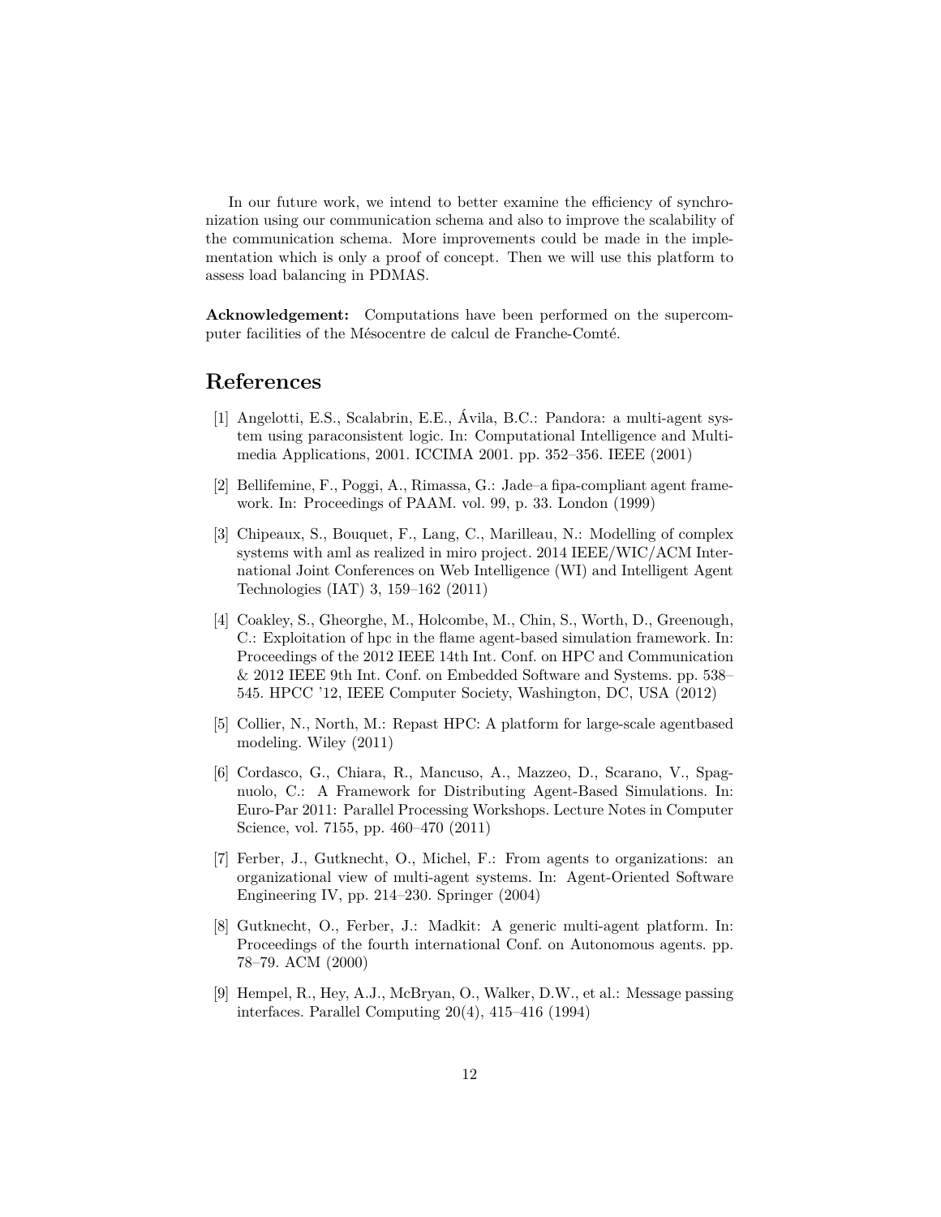In our future work, we intend to better examine the efficiency of synchronization using our communication schema and also to improve the scalability of the communication schema. More improvements could be made in the implementation which is only a proof of concept. Then we will use this platform to assess load balancing in PDMAS.

**Acknowledgement:** Computations have been performed on the supercomputer facilities of the Mésocentre de calcul de Franche-Comté.

## References

[1] Angelotti, E.S., Scalabrin, E.E., Ávila, B.C.: Pandora: a multi-agent system using paraconsistent logic. In: Computational Intelligence and Multimedia Applications, 2001. ICCIMA 2001. pp. 352–356. IEEE (2001)

[2] Bellifemine, F., Poggi, A., Rimassa, G.: Jade–a fipa-compliant agent framework. In: Proceedings of PAAM. vol. 99, p. 33. London (1999)

[3] Chipeaux, S., Bouquet, F., Lang, C., Marilleau, N.: Modelling of complex systems with aml as realized in miro project. 2014 IEEE/WIC/ACM International Joint Conferences on Web Intelligence (WI) and Intelligent Agent Technologies (IAT) 3, 159–162 (2011)

[4] Coakley, S., Gheorghe, M., Holcombe, M., Chin, S., Worth, D., Greenough, C.: Exploitation of hpc in the flame agent-based simulation framework. In: Proceedings of the 2012 IEEE 14th Int. Conf. on HPC and Communication & 2012 IEEE 9th Int. Conf. on Embedded Software and Systems. pp. 538–545. HPCC '12, IEEE Computer Society, Washington, DC, USA (2012)

[5] Collier, N., North, M.: Repast HPC: A platform for large-scale agentbased modeling. Wiley (2011)

[6] Cordasco, G., Chiara, R., Mancuso, A., Mazzeo, D., Scarano, V., Spagnuolo, C.: A Framework for Distributing Agent-Based Simulations. In: Euro-Par 2011: Parallel Processing Workshops. Lecture Notes in Computer Science, vol. 7155, pp. 460–470 (2011)

[7] Ferber, J., Gutknecht, O., Michel, F.: From agents to organizations: an organizational view of multi-agent systems. In: Agent-Oriented Software Engineering IV, pp. 214–230. Springer (2004)

[8] Gutknecht, O., Ferber, J.: Madkit: A generic multi-agent platform. In: Proceedings of the fourth international Conf. on Autonomous agents. pp. 78–79. ACM (2000)

[9] Hempel, R., Hey, A.J., McBryan, O., Walker, D.W., et al.: Message passing interfaces. Parallel Computing 20(4), 415–416 (1994)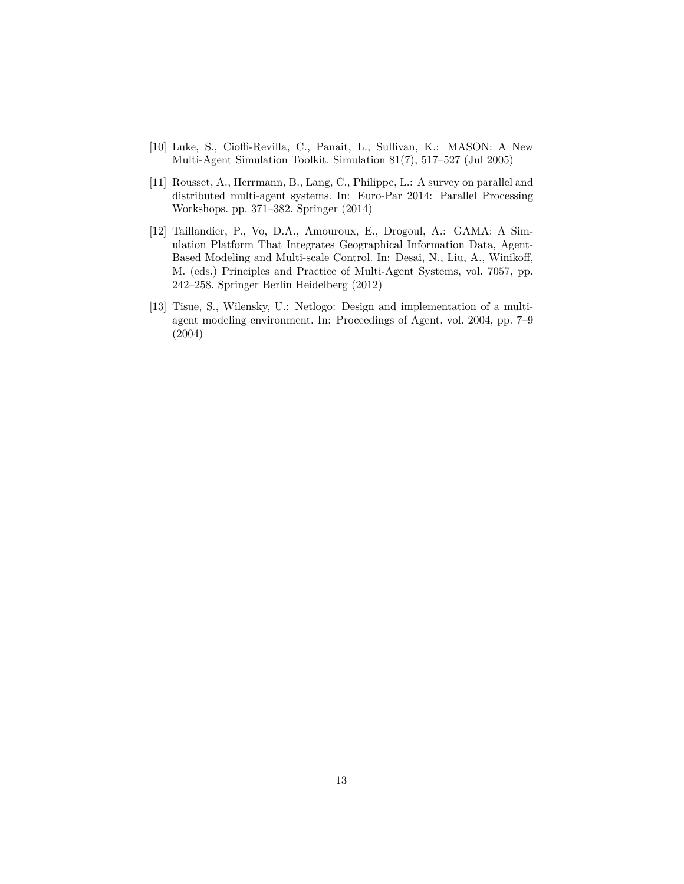[10] Luke, S., Cioffi-Revilla, C., Panait, L., Sullivan, K.: MASON: A New Multi-Agent Simulation Toolkit. Simulation 81(7), 517–527 (Jul 2005)

[11] Rousset, A., Herrmann, B., Lang, C., Philippe, L.: A survey on parallel and distributed multi-agent systems. In: Euro-Par 2014: Parallel Processing Workshops. pp. 371–382. Springer (2014)

[12] Taillandier, P., Vo, D.A., Amouroux, E., Drogoul, A.: GAMA: A Simulation Platform That Integrates Geographical Information Data, Agent-Based Modeling and Multi-scale Control. In: Desai, N., Liu, A., Winikoff, M. (eds.) Principles and Practice of Multi-Agent Systems, vol. 7057, pp. 242–258. Springer Berlin Heidelberg (2012)

[13] Tisue, S., Wilensky, U.: Netlogo: Design and implementation of a multi-agent modeling environment. In: Proceedings of Agent. vol. 2004, pp. 7–9 (2004)